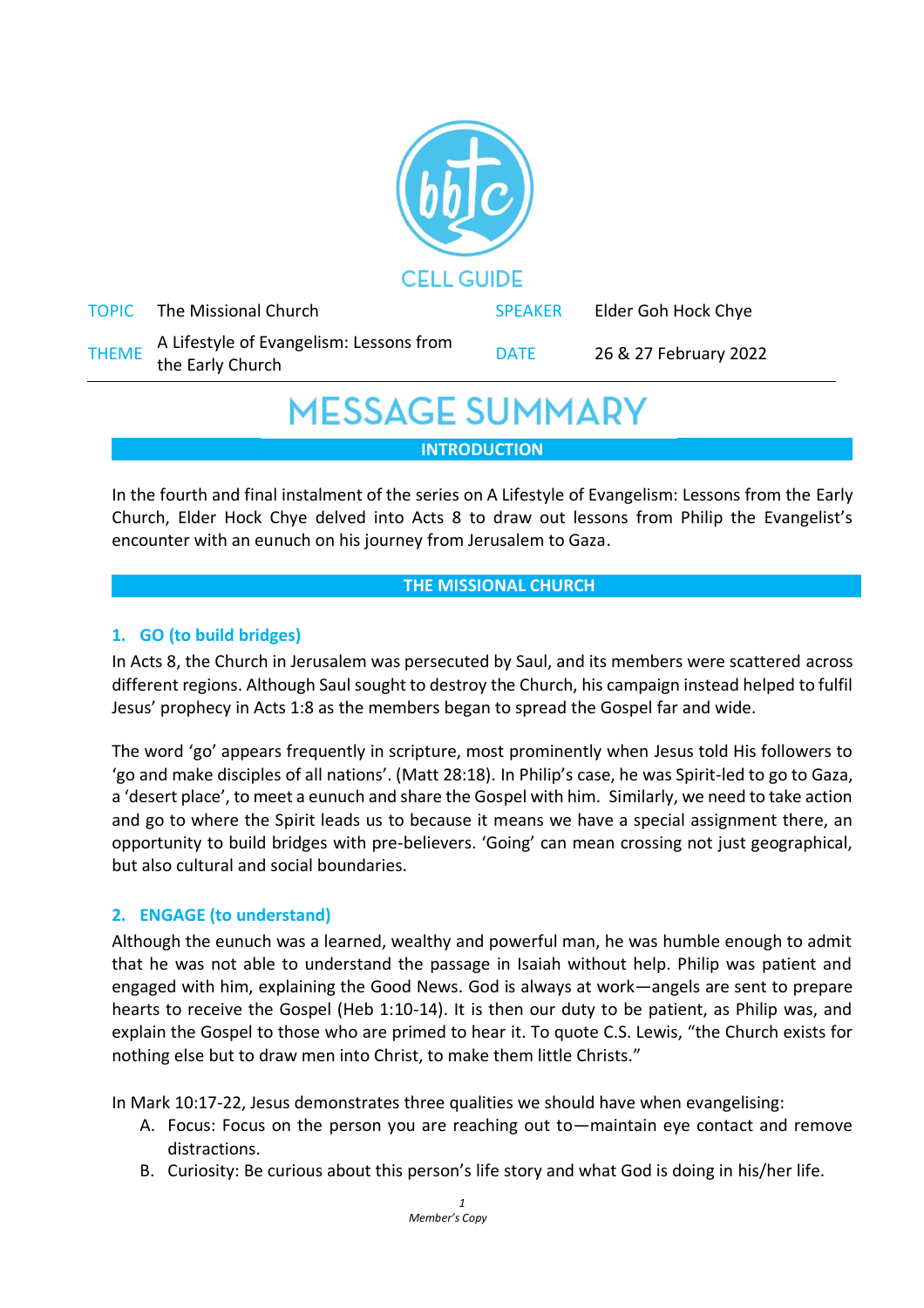CELL GUIDE

| TOPIC | The Missional Church | SPEAKER | Elder Goh Hock Chye |
|---|---|---|---|
| THEME | A Lifestyle of Evangelism: Lessons from the Early Church | DATE | 26 & 27 February 2022 |

# MESSAGE SUMMARY

## INTRODUCTION

In the fourth and final instalment of the series on A Lifestyle of Evangelism: Lessons from the Early Church, Elder Hock Chye delved into Acts 8 to draw out lessons from Philip the Evangelist's encounter with an eunuch on his journey from Jerusalem to Gaza.

## THE MISSIONAL CHURCH

### 1. GO (to build bridges)

In Acts 8, the Church in Jerusalem was persecuted by Saul, and its members were scattered across different regions. Although Saul sought to destroy the Church, his campaign instead helped to fulfil Jesus' prophecy in Acts 1:8 as the members began to spread the Gospel far and wide.

The word 'go' appears frequently in scripture, most prominently when Jesus told His followers to 'go and make disciples of all nations'. (Matt 28:18). In Philip's case, he was Spirit-led to go to Gaza, a 'desert place', to meet a eunuch and share the Gospel with him. Similarly, we need to take action and go to where the Spirit leads us to because it means we have a special assignment there, an opportunity to build bridges with pre-believers. 'Going' can mean crossing not just geographical, but also cultural and social boundaries.

### 2. ENGAGE (to understand)

Although the eunuch was a learned, wealthy and powerful man, he was humble enough to admit that he was not able to understand the passage in Isaiah without help. Philip was patient and engaged with him, explaining the Good News. God is always at work—angels are sent to prepare hearts to receive the Gospel (Heb 1:10-14). It is then our duty to be patient, as Philip was, and explain the Gospel to those who are primed to hear it. To quote C.S. Lewis, "the Church exists for nothing else but to draw men into Christ, to make them little Christs."

In Mark 10:17-22, Jesus demonstrates three qualities we should have when evangelising:

A. Focus: Focus on the person you are reaching out to—maintain eye contact and remove distractions.
B. Curiosity: Be curious about this person's life story and what God is doing in his/her life.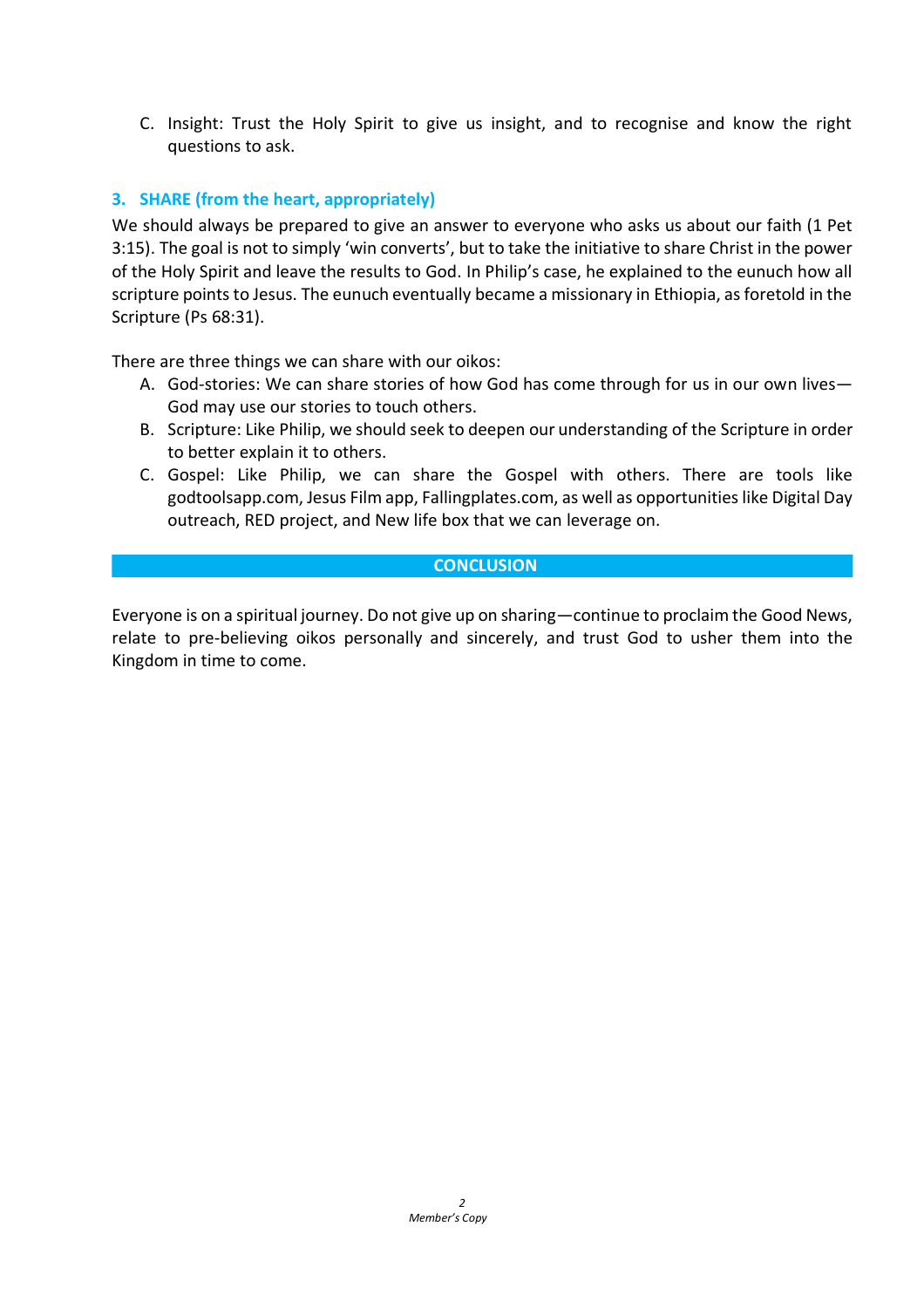C. Insight: Trust the Holy Spirit to give us insight, and to recognise and know the right questions to ask.

### 3. SHARE (from the heart, appropriately)

We should always be prepared to give an answer to everyone who asks us about our faith (1 Pet 3:15). The goal is not to simply 'win converts', but to take the initiative to share Christ in the power of the Holy Spirit and leave the results to God. In Philip's case, he explained to the eunuch how all scripture points to Jesus. The eunuch eventually became a missionary in Ethiopia, as foretold in the Scripture (Ps 68:31).

There are three things we can share with our oikos:

A. God-stories: We can share stories of how God has come through for us in our own lives—God may use our stories to touch others.
B. Scripture: Like Philip, we should seek to deepen our understanding of the Scripture in order to better explain it to others.
C. Gospel: Like Philip, we can share the Gospel with others. There are tools like godtoolsapp.com, Jesus Film app, Fallingplates.com, as well as opportunities like Digital Day outreach, RED project, and New life box that we can leverage on.

## CONCLUSION

Everyone is on a spiritual journey. Do not give up on sharing—continue to proclaim the Good News, relate to pre-believing oikos personally and sincerely, and trust God to usher them into the Kingdom in time to come.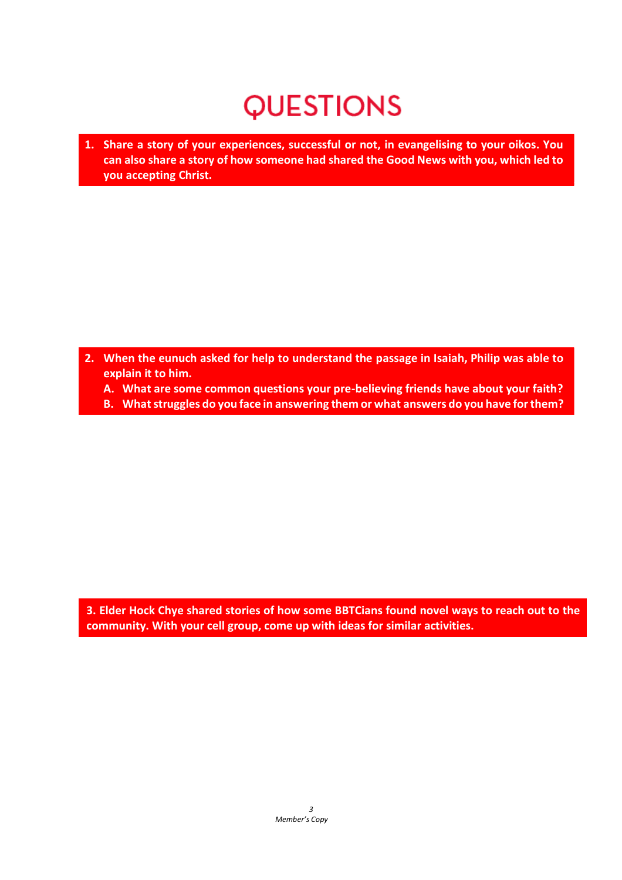# QUESTIONS

**1. Share a story of your experiences, successful or not, in evangelising to your oikos. You can also share a story of how someone had shared the Good News with you, which led to you accepting Christ.**

**2. When the eunuch asked for help to understand the passage in Isaiah, Philip was able to explain it to him.**

**A. What are some common questions your pre-believing friends have about your faith?**

**B. What struggles do you face in answering them or what answers do you have for them?**

**3. Elder Hock Chye shared stories of how some BBTCians found novel ways to reach out to the community. With your cell group, come up with ideas for similar activities.**

*Member's Copy*